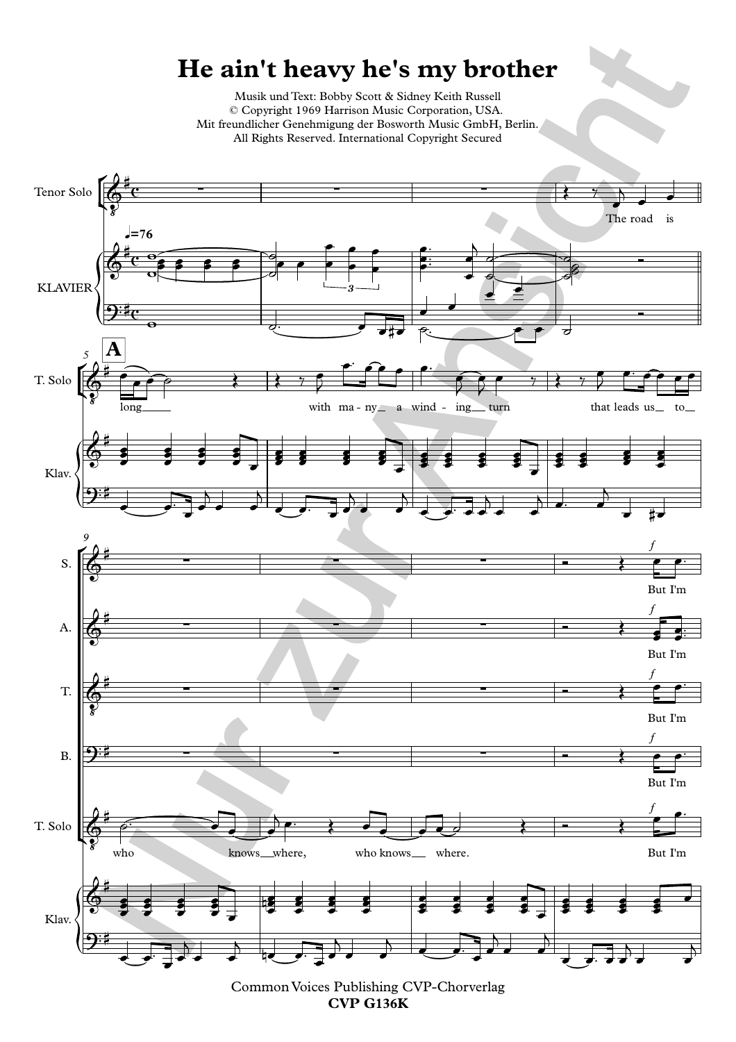# He ain't heavy he's my brother

Musik und Text: Bobby Scott & Sidney Keith Russell
© Copyright 1969 Harrison Music Corporation, USA.
Mit freundlicher Genehmigung der Bosworth Music GmbH, Berlin.
All Rights Reserved. International Copyright Secured

Tenor Solo

KLAVIER

♩=76

The road is

**A**

long with ma - ny a wind - ing turn that leads us to

S. A. T. B.

*f* But I'm

T. Solo

who knows where, who knows where. But I'm

Common Voices Publishing CVP-Chorverlag
**CVP G136K**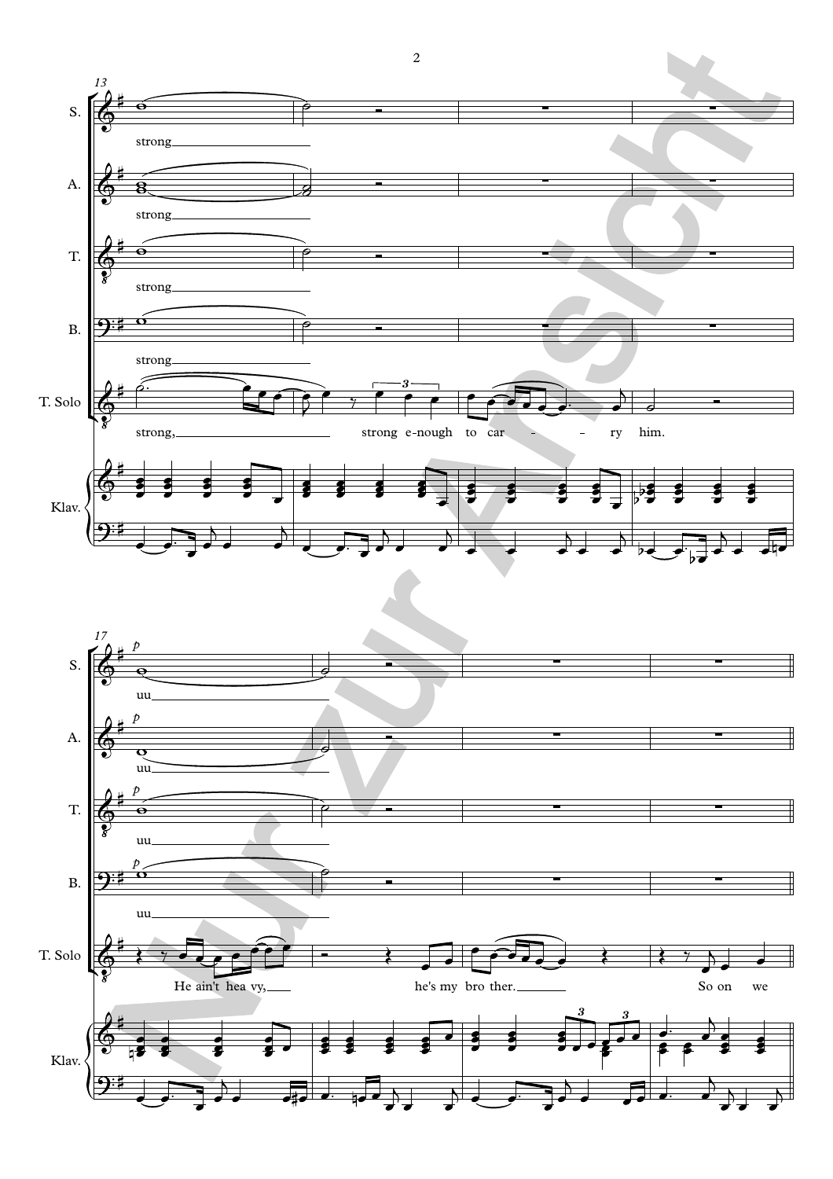13

S. strong

A. strong

T. strong

B. strong

T. Solo strong, strong e-nough to car - - ry him.

Klav.

17

S. *p* uu

A. *p* uu

T. *p* uu

B. *p* uu

T. Solo He ain't hea vy, he's my bro ther. So on we

Klav.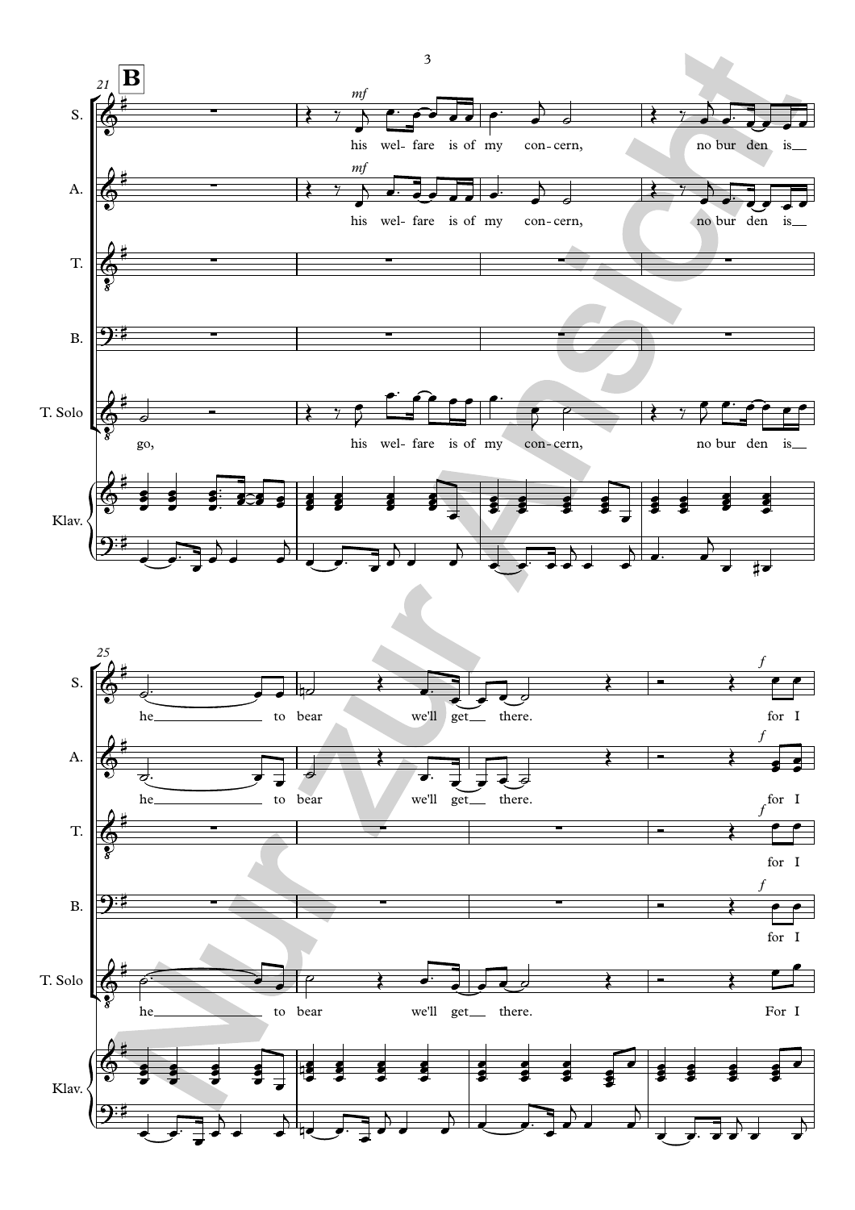**B**

21

S. *mf* his wel- fare is of my con- cern, no bur den is__

A. *mf* his wel- fare is of my con- cern, no bur den is__

T.

B.

T. Solo go, his wel- fare is of my con- cern, no bur den is__

Klav.

25

S. he__________ to bear we'll get__ there. *f* for I

A. he__________ to bear we'll get__ there. *f* for I

T. *f* for I

B. *f* for I

T. Solo he__________ to bear we'll get__ there. For I

Klav.

Nur zur Ansicht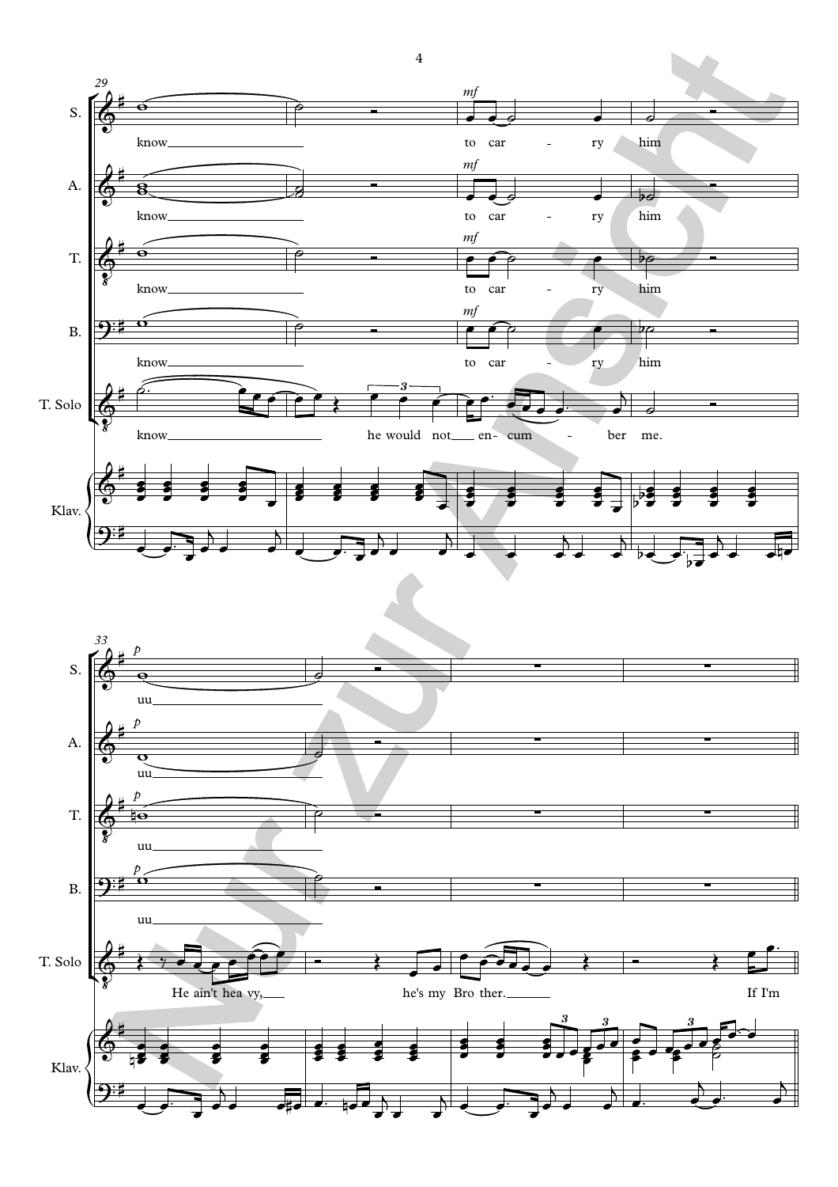S.: know ___ to car - ry him

A.: know ___ to car - ry him

T.: know ___ to car - ry him

B.: know ___ to car - ry him

T. Solo: know ___ he would not ___ en - cum - ber me.

Klav.

S.: uu ___

A.: uu ___

T.: uu ___

B.: uu ___

T. Solo: He ain't hea vy, ___ he's my Bro ther. ___ If I'm

Klav.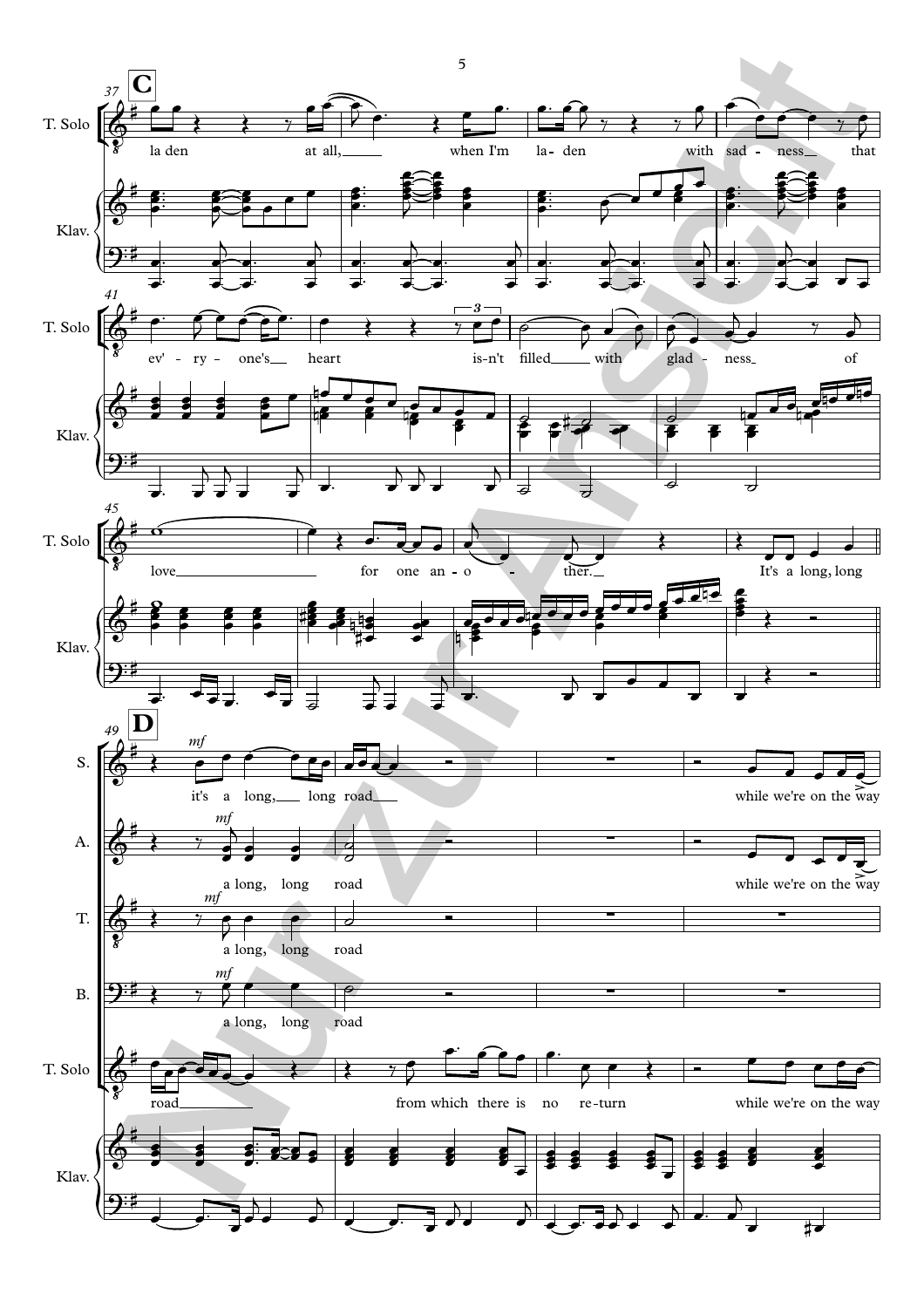**C**

37

T. Solo: la den at all, when I'm la-den with sad-ness that

41

T. Solo: ev'-ry-one's heart is-n't filled with glad-ness of

45

T. Solo: love for one an-o-ther. It's a long, long

**D**

49

S. *mf*: it's a long, long road while we're on the way

A. *mf*: a long, long road while we're on the way

T. *mf*: a long, long road

B. *mf*: a long, long road

T. Solo: road from which there is no re-turn while we're on the way